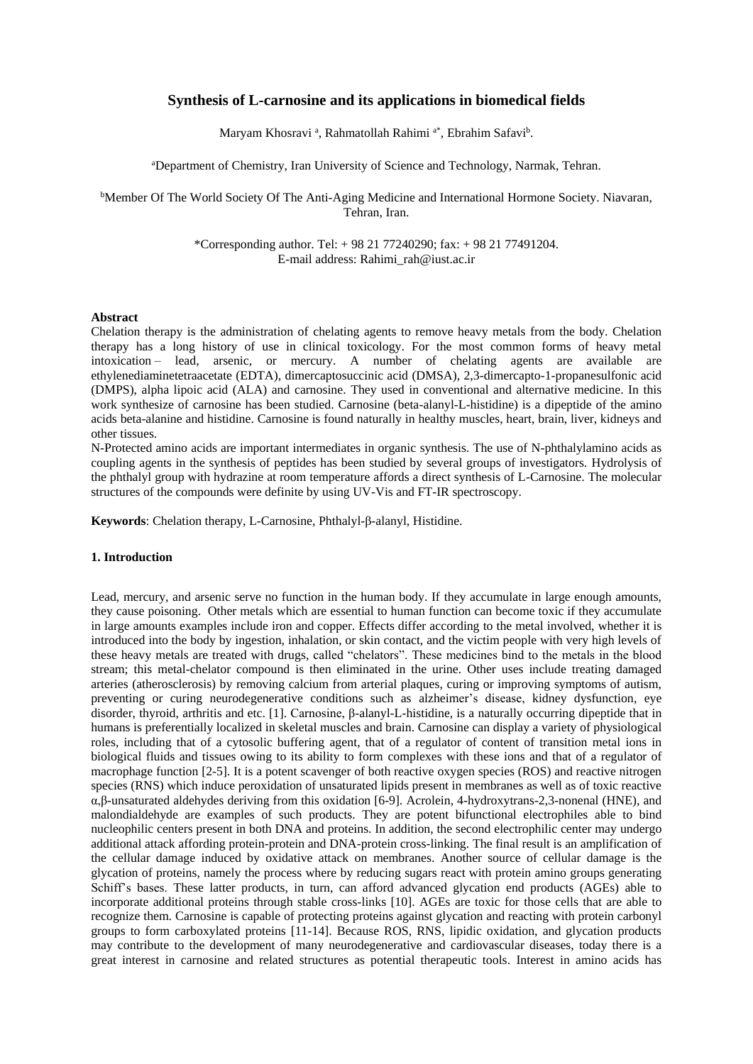# Synthesis of L-carnosine and its applications in biomedical fields

Maryam Khosravi [a], Rahmatollah Rahimi [a*], Ebrahim Safavi[b].

[a]Department of Chemistry, Iran University of Science and Technology, Narmak, Tehran.

[b]Member Of The World Society Of The Anti-Aging Medicine and International Hormone Society. Niavaran, Tehran, Iran.

*Corresponding author. Tel: + 98 21 77240290; fax: + 98 21 77491204.
E-mail address: Rahimi_rah@iust.ac.ir

**Abstract**

Chelation therapy is the administration of chelating agents to remove heavy metals from the body. Chelation therapy has a long history of use in clinical toxicology. For the most common forms of heavy metal intoxication – lead, arsenic, or mercury. A numbers of chelating agents are available are ethylenediaminetetraacetate (EDTA), dimercaptosuccinic acid (DMSA), 2,3-dimercapto-1-propanesulfonic acid (DMPS), alpha lipoic acid (ALA) and carnosine. They used in conventional and alternative medicine. In this work synthesize of carnosine has been studied. Carnosine (beta-alanyl-L-histidine) is a dipeptide of the amino acids beta-alanine and histidine. Carnosine is found naturally in healthy muscles, heart, brain, liver, kidneys and other tissues.

N-Protected amino acids are important intermediates in organic synthesis. The use of N-phthalylamino acids as coupling agents in the synthesis of peptides has been studied by several groups of investigators. Hydrolysis of the phthalyl group with hydrazine at room temperature affords a direct synthesis of L-Carnosine. The molecular structures of the compounds were definite by using UV-Vis and FT-IR spectroscopy.

**Keywords**: Chelation therapy, L-Carnosine, Phthalyl-β-alanyl, Histidine.

## 1. Introduction

Lead, mercury, and arsenic serve no function in the human body. If they accumulate in large enough amounts, they cause poisoning. Other metals which are essential to human function can become toxic if they accumulate in large amounts examples include iron and copper. Effects differ according to the metal involved, whether it is introduced into the body by ingestion, inhalation, or skin contact, and the victim people with very high levels of these heavy metals are treated with drugs, called "chelators". These medicines bind to the metals in the blood stream; this metal-chelator compound is then eliminated in the urine. Other uses include treating damaged arteries (atherosclerosis) by removing calcium from arterial plaques, curing or improving symptoms of autism, preventing or curing neurodegenerative conditions such as alzheimer's disease, kidney dysfunction, eye disorder, thyroid, arthritis and etc. [1]. Carnosine, β-alanyl-L-histidine, is a naturally occurring dipeptide that in humans is preferentially localized in skeletal muscles and brain. Carnosine can display a variety of physiological roles, including that of a cytosolic buffering agent, that of a regulator of content of transition metal ions in biological fluids and tissues owing to its ability to form complexes with these ions and that of a regulator of macrophage function [2-5]. It is a potent scavenger of both reactive oxygen species (ROS) and reactive nitrogen species (RNS) which induce peroxidation of unsaturated lipids present in membranes as well as of toxic reactive α,β-unsaturated aldehydes deriving from this oxidation [6-9]. Acrolein, 4-hydroxytrans-2,3-nonenal (HNE), and malondialdehyde are examples of such products. They are potent bifunctional electrophiles able to bind nucleophilic centers present in both DNA and proteins. In addition, the second electrophilic center may undergo additional attack affording protein-protein and DNA-protein cross-linking. The final result is an amplification of the cellular damage induced by oxidative attack on membranes. Another source of cellular damage is the glycation of proteins, namely the process where by reducing sugars react with protein amino groups generating Schiff's bases. These latter products, in turn, can afford advanced glycation end products (AGEs) able to incorporate additional proteins through stable cross-links [10]. AGEs are toxic for those cells that are able to recognize them. Carnosine is capable of protecting proteins against glycation and reacting with protein carbonyl groups to form carboxylated proteins [11-14]. Because ROS, RNS, lipidic oxidation, and glycation products may contribute to the development of many neurodegenerative and cardiovascular diseases, today there is a great interest in carnosine and related structures as potential therapeutic tools. Interest in amino acids has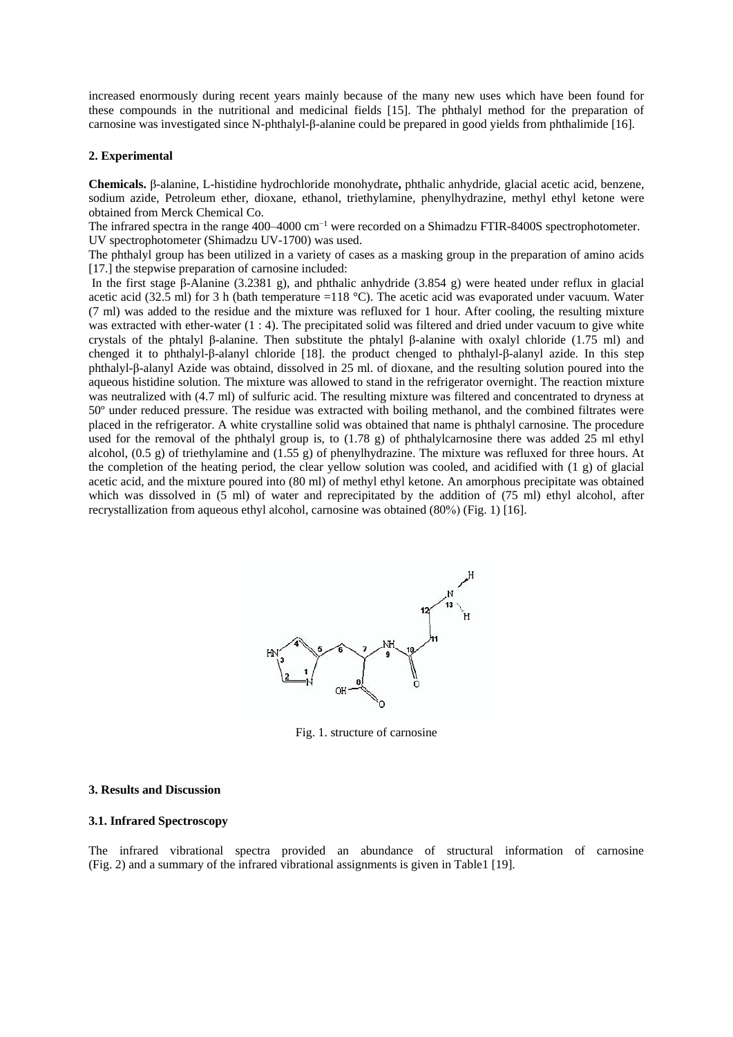increased enormously during recent years mainly because of the many new uses which have been found for these compounds in the nutritional and medicinal fields [15]. The phthalyl method for the preparation of carnosine was investigated since N-phthalyl-β-alanine could be prepared in good yields from phthalimide [16].

## 2. Experimental

**Chemicals.** β-alanine, L-histidine hydrochloride monohydrate**,** phthalic anhydride, glacial acetic acid, benzene, sodium azide, Petroleum ether, dioxane, ethanol, triethylamine, phenylhydrazine, methyl ethyl ketone were obtained from Merck Chemical Co.

The infrared spectra in the range 400–4000 $cm^{-1}$ were recorded on a Shimadzu FTIR-8400S spectrophotometer. UV spectrophotometer (Shimadzu UV-1700) was used.

The phthalyl group has been utilized in a variety of cases as a masking group in the preparation of amino acids [17.] the stepwise preparation of carnosine included:

In the first stage β-Alanine (3.2381 g), and phthalic anhydride (3.854 g) were heated under reflux in glacial acetic acid (32.5 ml) for 3 h (bath temperature =118 °C). The acetic acid was evaporated under vacuum. Water (7 ml) was added to the residue and the mixture was refluxed for 1 hour. After cooling, the resulting mixture was extracted with ether-water (1 : 4). The precipitated solid was filtered and dried under vacuum to give white crystals of the phtalyl β-alanine. Then substitute the phtalyl β-alanine with oxalyl chloride (1.75 ml) and chenged it to phthalyl-β-alanyl chloride [18]. the product chenged to phthalyl-β-alanyl azide. In this step phthalyl-β-alanyl Azide was obtaind, dissolved in 25 ml. of dioxane, and the resulting solution poured into the aqueous histidine solution. The mixture was allowed to stand in the refrigerator overnight. The reaction mixture was neutralized with (4.7 ml) of sulfuric acid. The resulting mixture was filtered and concentrated to dryness at 50º under reduced pressure. The residue was extracted with boiling methanol, and the combined filtrates were placed in the refrigerator. A white crystalline solid was obtained that name is phthalyl carnosine. The procedure used for the removal of the phthalyl group is, to (1.78 g) of phthalylcarnosine there was added 25 ml ethyl alcohol, (0.5 g) of triethylamine and (1.55 g) of phenylhydrazine. The mixture was refluxed for three hours. At the completion of the heating period, the clear yellow solution was cooled, and acidified with (1 g) of glacial acetic acid, and the mixture poured into (80 ml) of methyl ethyl ketone. An amorphous precipitate was obtained which was dissolved in (5 ml) of water and reprecipitated by the addition of (75 ml) ethyl alcohol, after recrystallization from aqueous ethyl alcohol, carnosine was obtained (80%) (Fig. 1) [16].

Fig. 1. structure of carnosine

## 3. Results and Discussion

### 3.1. Infrared Spectroscopy

The infrared vibrational spectra provided an abundance of structural information of carnosine (Fig. 2) and a summary of the infrared vibrational assignments is given in Table1 [19].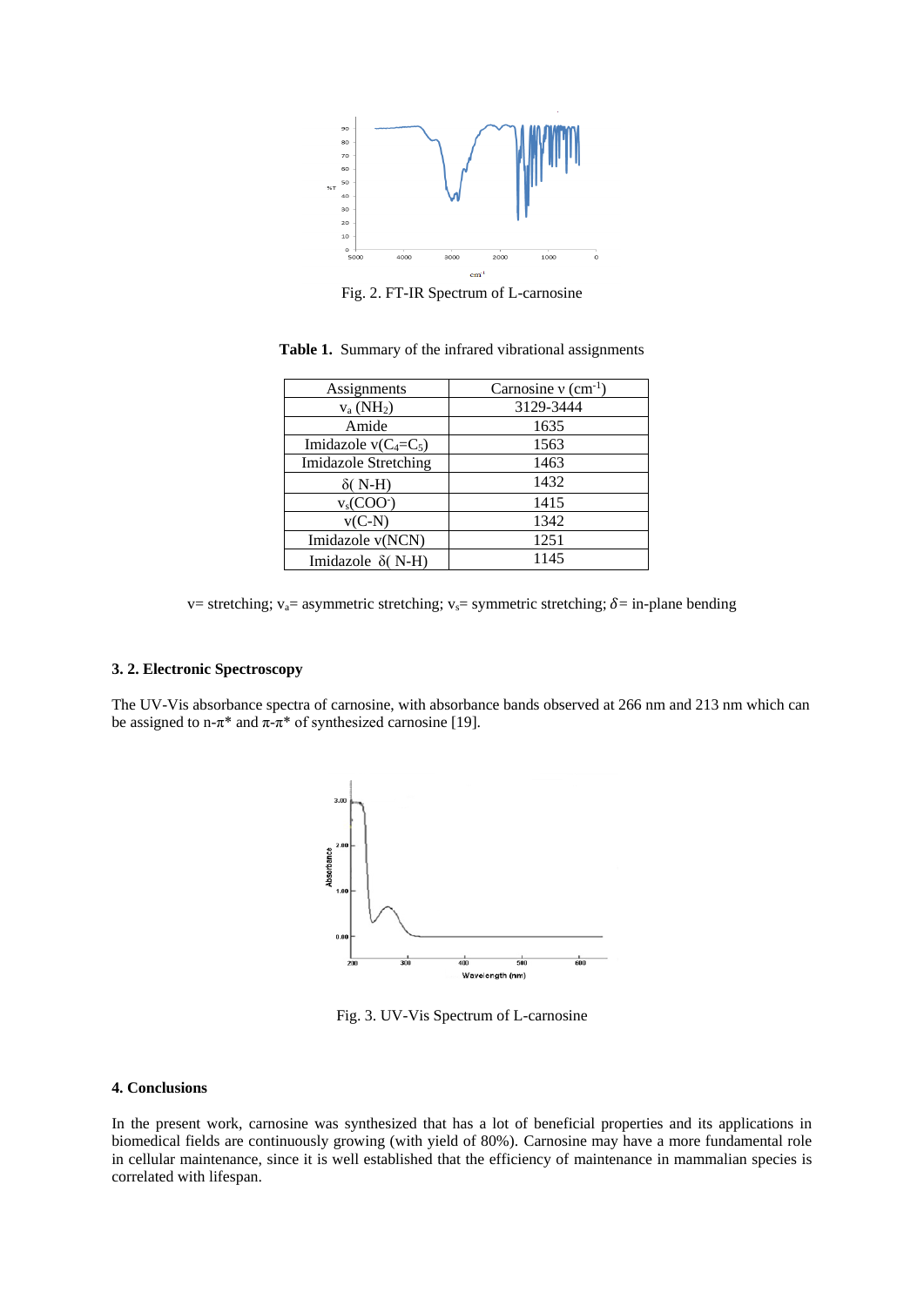Fig. 2. FT-IR Spectrum of L-carnosine

**Table 1.** Summary of the infrared vibrational assignments

| Assignments | Carnosine ν ($cm^{-1}$) |
|---|---|
| $\nu_a$ ($NH_2$) | 3129-3444 |
| Amide | 1635 |
| Imidazole $\nu(C_4{=}C_5)$ | 1563 |
| Imidazole Stretching | 1463 |
| δ( N-H) | 1432 |
| $\nu_s(COO^-)$ | 1415 |
| ν(C-N) | 1342 |
| Imidazole ν(NCN) | 1251 |
| Imidazole δ( N-H) | 1145 |

ν= stretching; $\nu_a$= asymmetric stretching; $\nu_s$= symmetric stretching; $\delta$= in-plane bending

### 3. 2. Electronic Spectroscopy

The UV-Vis absorbance spectra of carnosine, with absorbance bands observed at 266 nm and 213 nm which can be assigned to n-π* and π-π* of synthesized carnosine [19].

Fig. 3. UV-Vis Spectrum of L-carnosine

### 4. Conclusions

In the present work, carnosine was synthesized that has a lot of beneficial properties and its applications in biomedical fields are continuously growing (with yield of 80%). Carnosine may have a more fundamental role in cellular maintenance, since it is well established that the efficiency of maintenance in mammalian species is correlated with lifespan.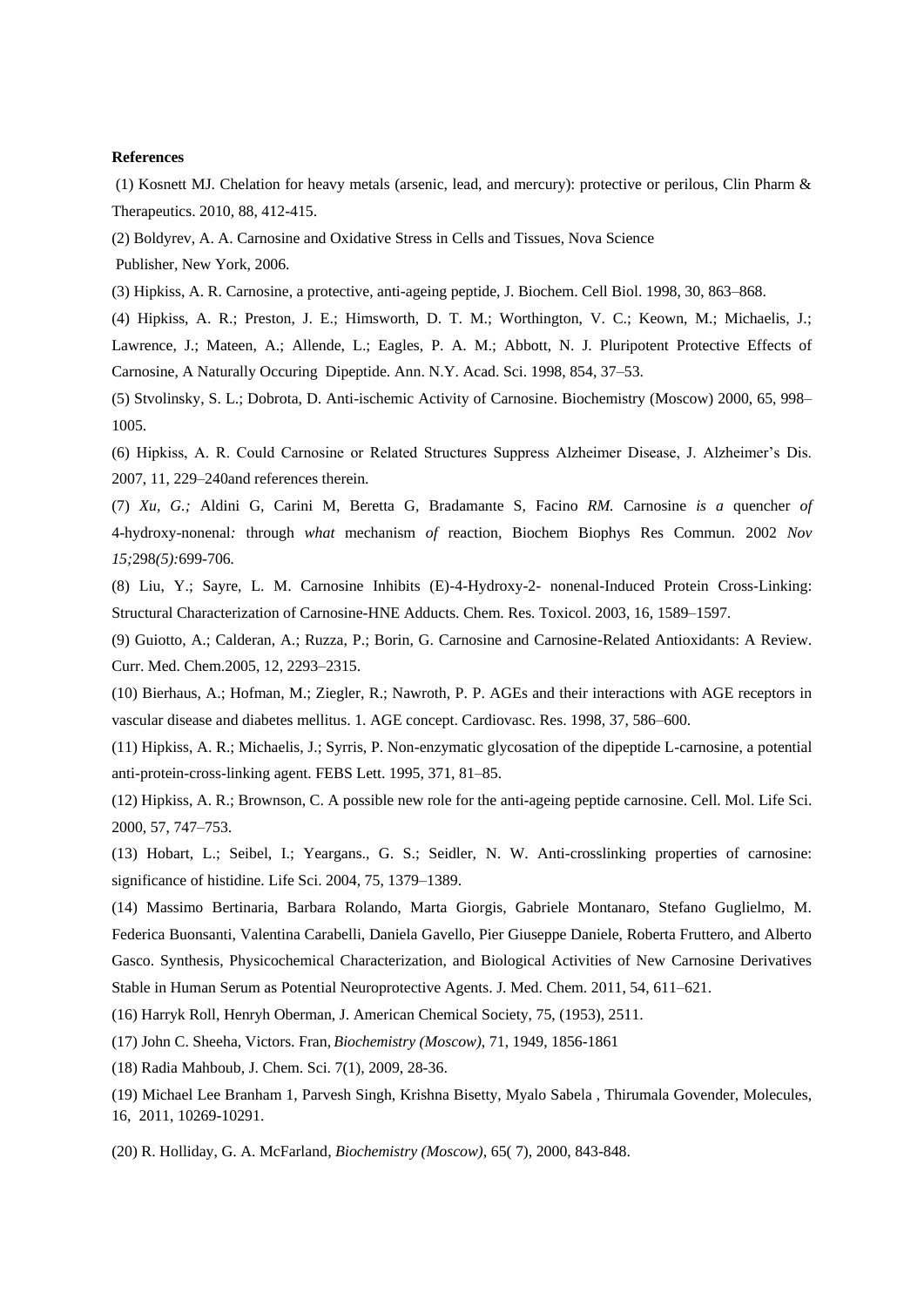**References**

(1) Kosnett MJ. Chelation for heavy metals (arsenic, lead, and mercury): protective or perilous, Clin Pharm & Therapeutics. 2010, 88, 412-415.

(2) Boldyrev, A. A. Carnosine and Oxidative Stress in Cells and Tissues, Nova Science Publisher, New York, 2006.

(3) Hipkiss, A. R. Carnosine, a protective, anti-ageing peptide, J. Biochem. Cell Biol. 1998, 30, 863–868.

(4) Hipkiss, A. R.; Preston, J. E.; Himsworth, D. T. M.; Worthington, V. C.; Keown, M.; Michaelis, J.; Lawrence, J.; Mateen, A.; Allende, L.; Eagles, P. A. M.; Abbott, N. J. Pluripotent Protective Effects of Carnosine, A Naturally Occuring Dipeptide. Ann. N.Y. Acad. Sci. 1998, 854, 37–53.

(5) Stvolinsky, S. L.; Dobrota, D. Anti-ischemic Activity of Carnosine. Biochemistry (Moscow) 2000, 65, 998–1005.

(6) Hipkiss, A. R. Could Carnosine or Related Structures Suppress Alzheimer Disease, J. Alzheimer's Dis. 2007, 11, 229–240and references therein.

(7) *Xu, G.;* Aldini G, Carini M, Beretta G, Bradamante S, Facino *RM.* Carnosine *is a* quencher *of* 4-hydroxy-nonenal*:* through *what* mechanism *of* reaction, Biochem Biophys Res Commun. 2002 *Nov 15;*298*(5):*699-706.

(8) Liu, Y.; Sayre, L. M. Carnosine Inhibits (E)-4-Hydroxy-2- nonenal-Induced Protein Cross-Linking: Structural Characterization of Carnosine-HNE Adducts. Chem. Res. Toxicol. 2003, 16, 1589–1597.

(9) Guiotto, A.; Calderan, A.; Ruzza, P.; Borin, G. Carnosine and Carnosine-Related Antioxidants: A Review. Curr. Med. Chem.2005, 12, 2293–2315.

(10) Bierhaus, A.; Hofman, M.; Ziegler, R.; Nawroth, P. P. AGEs and their interactions with AGE receptors in vascular disease and diabetes mellitus. 1. AGE concept. Cardiovasc. Res. 1998, 37, 586–600.

(11) Hipkiss, A. R.; Michaelis, J.; Syrris, P. Non-enzymatic glycosation of the dipeptide L-carnosine, a potential anti-protein-cross-linking agent. FEBS Lett. 1995, 371, 81–85.

(12) Hipkiss, A. R.; Brownson, C. A possible new role for the anti-ageing peptide carnosine. Cell. Mol. Life Sci. 2000, 57, 747–753.

(13) Hobart, L.; Seibel, I.; Yeargans., G. S.; Seidler, N. W. Anti-crosslinking properties of carnosine: significance of histidine. Life Sci. 2004, 75, 1379–1389.

(14) Massimo Bertinaria, Barbara Rolando, Marta Giorgis, Gabriele Montanaro, Stefano Guglielmo, M. Federica Buonsanti, Valentina Carabelli, Daniela Gavello, Pier Giuseppe Daniele, Roberta Fruttero, and Alberto Gasco. Synthesis, Physicochemical Characterization, and Biological Activities of New Carnosine Derivatives Stable in Human Serum as Potential Neuroprotective Agents. J. Med. Chem. 2011, 54, 611–621.

(16) Harryk Roll, Henryh Oberman, J. American Chemical Society, 75, (1953), 2511.

(17) John C. Sheeha, Victors. Fran, *Biochemistry (Moscow)*, 71, 1949, 1856-1861

(18) Radia Mahboub, J. Chem. Sci. 7(1), 2009, 28-36.

(19) Michael Lee Branham 1, Parvesh Singh, Krishna Bisetty, Myalo Sabela , Thirumala Govender, Molecules, 16, 2011, 10269-10291.

(20) R. Holliday, G. A. McFarland, *Biochemistry (Moscow)*, 65( 7), 2000, 843-848.